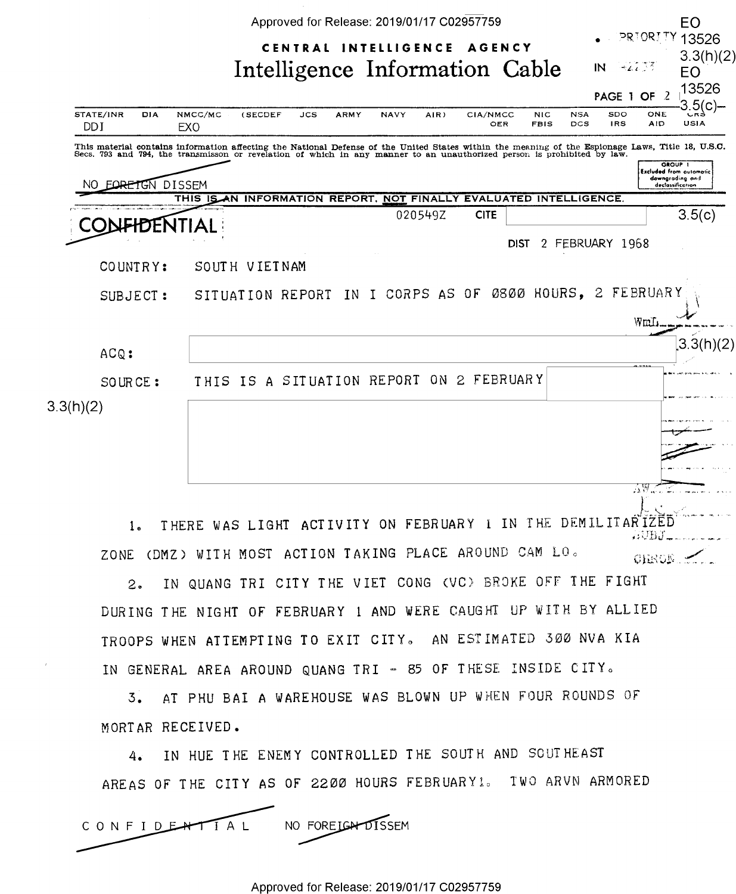EO 13526 3.3(h)(2)
EO 13526 3.5(c)

PRIORITY

# CENTRAL INTELLIGENCE AGENCY
# Intelligence Information Cable

IN -2233

PAGE 1 OF 2

| STATE/INR | DIA | NMCC/MC | (SECDEF | JCS | ARMY | NAVY | AIR) | CIA/NMCC | NIC | NSA | SDO | ONE | CRS |
|---|---|---|---|---|---|---|---|---|---|---|---|---|---|
| DDI | | EXO | | | | | | OER | FBIS | DCS | IRS | AID | USIA |

This material contains information affecting the National Defense of the United States within the meaning of the Espionage Laws, Title 18, U.S.C. Secs. 793 and 794, the transmisson or revelation of which in any manner to an unauthorized person is prohibited by law.

GROUP 1
Excluded from automatic downgrading and declassification

NO FOREIGN DISSEM

THIS IS AN INFORMATION REPORT, NOT FINALLY EVALUATED INTELLIGENCE.

CONFIDENTIAL

020549Z CITE [3.5(c)]

DIST 2 FEBRUARY 1968

COUNTRY: SOUTH VIETNAM

SUBJECT: SITUATION REPORT IN I CORPS AS OF 0800 HOURS, 2 FEBRUARY

ACQ: [3.3(h)(2)]

SOURCE: THIS IS A SITUATION REPORT ON 2 FEBRUARY [3.3(h)(2)]

1. THERE WAS LIGHT ACTIVITY ON FEBRUARY 1 IN THE DEMILITARIZED ZONE (DMZ) WITH MOST ACTION TAKING PLACE AROUND CAM LO.

2. IN QUANG TRI CITY THE VIET CONG (VC) BROKE OFF THE FIGHT DURING THE NIGHT OF FEBRUARY 1 AND WERE CAUGHT UP WITH BY ALLIED TROOPS WHEN ATTEMPTING TO EXIT CITY. AN ESTIMATED 300 NVA KIA IN GENERAL AREA AROUND QUANG TRI - 85 OF THESE INSIDE CITY.

3. AT PHU BAI A WAREHOUSE WAS BLOWN UP WHEN FOUR ROUNDS OF MORTAR RECEIVED.

4. IN HUE THE ENEMY CONTROLLED THE SOUTH AND SOUTHEAST AREAS OF THE CITY AS OF 2200 HOURS FEBRUARY 1. TWO ARVN ARMORED

CONFIDENTIAL NO FOREIGN DISSEM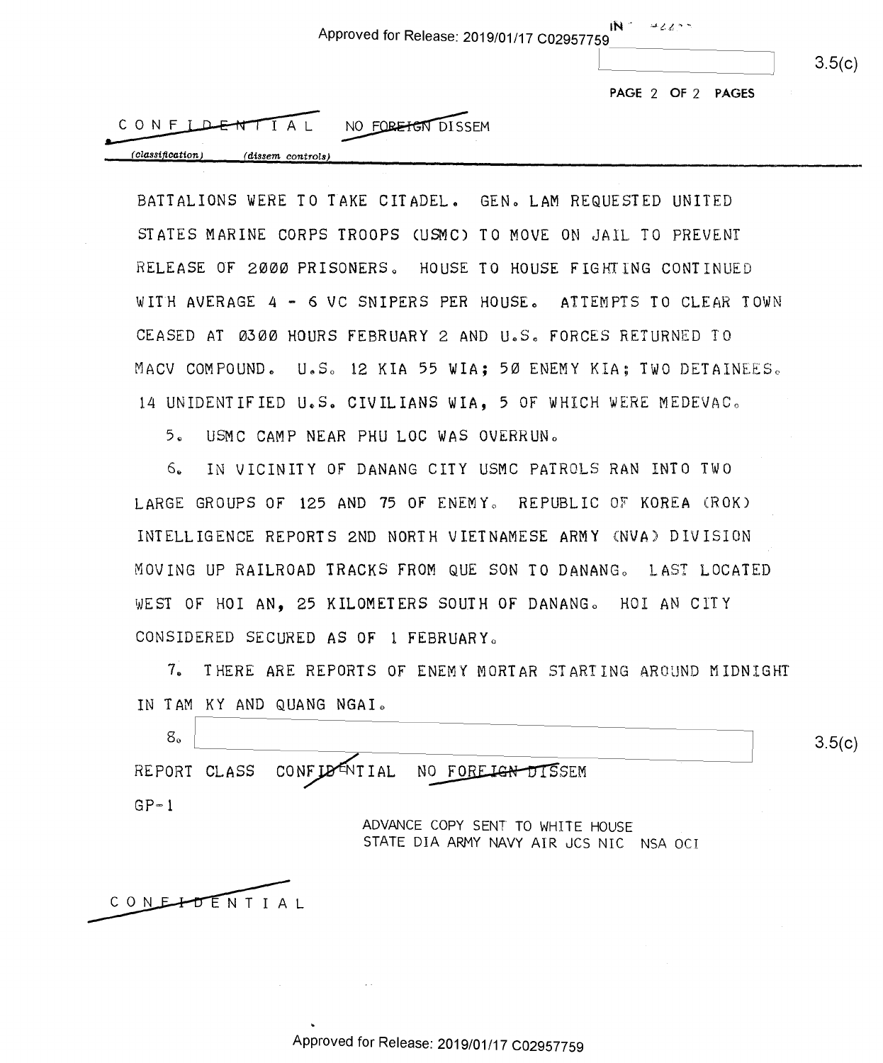CONFIDENTIAL NO FOREIGN DISSEM

(classification) (dissem controls)

BATTALIONS WERE TO TAKE CITADEL. GEN. LAM REQUESTED UNITED STATES MARINE CORPS TROOPS (USMC) TO MOVE ON JAIL TO PREVENT RELEASE OF 2000 PRISONERS. HOUSE TO HOUSE FIGHTING CONTINUED WITH AVERAGE 4 - 6 VC SNIPERS PER HOUSE. ATTEMPTS TO CLEAR TOWN CEASED AT 0300 HOURS FEBRUARY 2 AND U.S. FORCES RETURNED TO MACV COMPOUND. U.S. 12 KIA 55 WIA; 50 ENEMY KIA; TWO DETAINEES. 14 UNIDENTIFIED U.S. CIVILIANS WIA, 5 OF WHICH WERE MEDEVAC.

5. USMC CAMP NEAR PHU LOC WAS OVERRUN.

6. IN VICINITY OF DANANG CITY USMC PATROLS RAN INTO TWO LARGE GROUPS OF 125 AND 75 OF ENEMY. REPUBLIC OF KOREA (ROK) INTELLIGENCE REPORTS 2ND NORTH VIETNAMESE ARMY (NVA) DIVISION MOVING UP RAILROAD TRACKS FROM QUE SON TO DANANG. LAST LOCATED WEST OF HOI AN, 25 KILOMETERS SOUTH OF DANANG. HOI AN CITY CONSIDERED SECURED AS OF 1 FEBRUARY.

7. THERE ARE REPORTS OF ENEMY MORTAR STARTING AROUND MIDNIGHT IN TAM KY AND QUANG NGAI.

8. [redacted] 3.5(c)

REPORT CLASS CONFIDENTIAL NO FOREIGN DISSEM

GP-1

ADVANCE COPY SENT TO WHITE HOUSE
STATE DIA ARMY NAVY AIR JCS NIC NSA OCI

CONFIDENTIAL